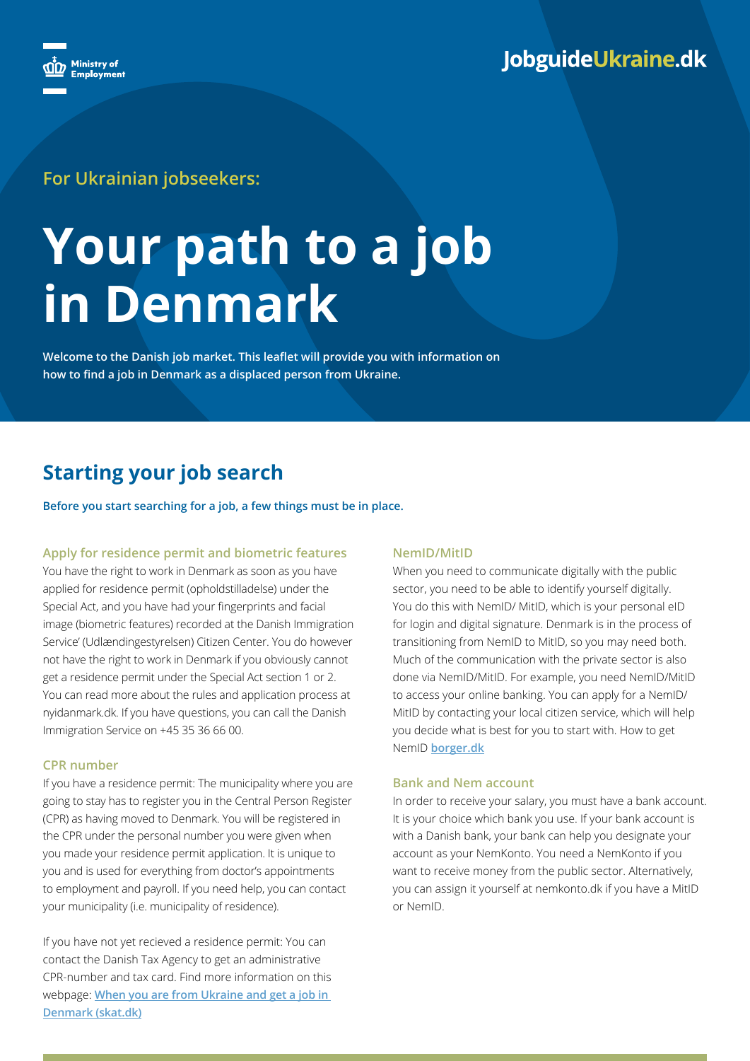Ministry of Employment

JobguideUkraine.dk

For Ukrainian jobseekers:

# Your path to a job in Denmark

**Welcome to the Danish job market. This leaflet will provide you with information on how to find a job in Denmark as a displaced person from Ukraine.**

## Starting your job search

**Before you start searching for a job, a few things must be in place.**

### Apply for residence permit and biometric features

You have the right to work in Denmark as soon as you have applied for residence permit (opholdstilladelse) under the Special Act, and you have had your fingerprints and facial image (biometric features) recorded at the Danish Immigration Service' (Udlændingestyrelsen) Citizen Center. You do however not have the right to work in Denmark if you obviously cannot get a residence permit under the Special Act section 1 or 2. You can read more about the rules and application process at nyidanmark.dk. If you have questions, you can call the Danish Immigration Service on +45 35 36 66 00.

### CPR number

If you have a residence permit: The municipality where you are going to stay has to register you in the Central Person Register (CPR) as having moved to Denmark. You will be registered in the CPR under the personal number you were given when you made your residence permit application. It is unique to you and is used for everything from doctor's appointments to employment and payroll. If you need help, you can contact your municipality (i.e. municipality of residence).

If you have not yet recieved a residence permit: You can contact the Danish Tax Agency to get an administrative CPR-number and tax card. Find more information on this webpage: **When you are from Ukraine and get a job in Denmark (skat.dk)**

### NemID/MitID

When you need to communicate digitally with the public sector, you need to be able to identify yourself digitally. You do this with NemID/ MitID, which is your personal eID for login and digital signature. Denmark is in the process of transitioning from NemID to MitID, so you may need both. Much of the communication with the private sector is also done via NemID/MitID. For example, you need NemID/MitID to access your online banking. You can apply for a NemID/ MitID by contacting your local citizen service, which will help you decide what is best for you to start with. How to get NemID **borger.dk**

### Bank and Nem account

In order to receive your salary, you must have a bank account. It is your choice which bank you use. If your bank account is with a Danish bank, your bank can help you designate your account as your NemKonto. You need a NemKonto if you want to receive money from the public sector. Alternatively, you can assign it yourself at nemkonto.dk if you have a MitID or NemID.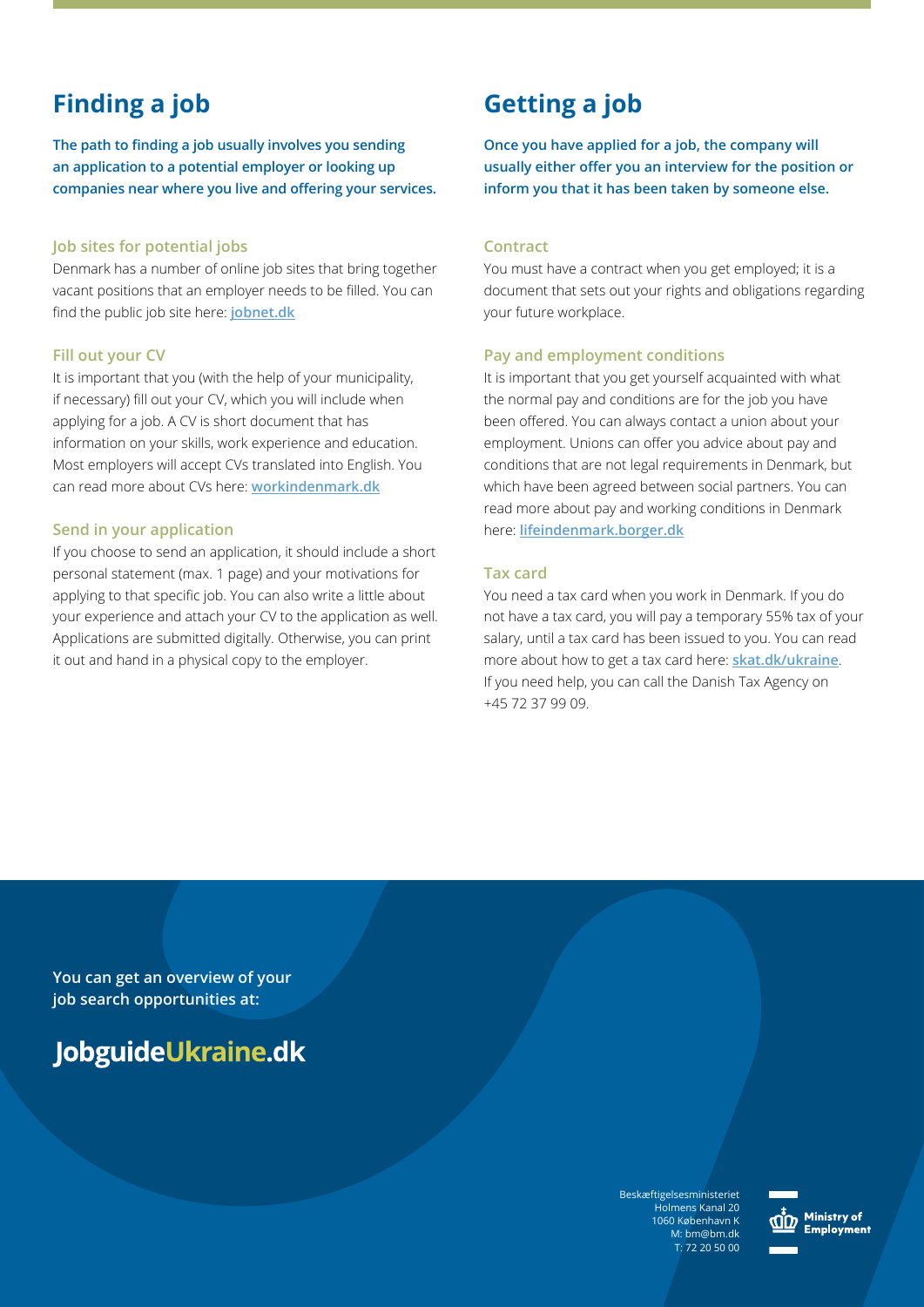## Finding a job

**The path to finding a job usually involves you sending an application to a potential employer or looking up companies near where you live and offering your services.**

### Job sites for potential jobs

Denmark has a number of online job sites that bring together vacant positions that an employer needs to be filled. You can find the public job site here: **jobnet.dk**

### Fill out your CV

It is important that you (with the help of your municipality, if necessary) fill out your CV, which you will include when applying for a job. A CV is short document that has information on your skills, work experience and education. Most employers will accept CVs translated into English. You can read more about CVs here: **workindenmark.dk**

### Send in your application

If you choose to send an application, it should include a short personal statement (max. 1 page) and your motivations for applying to that specific job. You can also write a little about your experience and attach your CV to the application as well. Applications are submitted digitally. Otherwise, you can print it out and hand in a physical copy to the employer.

## Getting a job

**Once you have applied for a job, the company will usually either offer you an interview for the position or inform you that it has been taken by someone else.**

### Contract

You must have a contract when you get employed; it is a document that sets out your rights and obligations regarding your future workplace.

### Pay and employment conditions

It is important that you get yourself acquainted with what the normal pay and conditions are for the job you have been offered. You can always contact a union about your employment. Unions can offer you advice about pay and conditions that are not legal requirements in Denmark, but which have been agreed between social partners. You can read more about pay and working conditions in Denmark here: **lifeindenmark.borger.dk**

### Tax card

You need a tax card when you work in Denmark. If you do not have a tax card, you will pay a temporary 55% tax of your salary, until a tax card has been issued to you. You can read more about how to get a tax card here: **skat.dk/ukraine**. If you need help, you can call the Danish Tax Agency on +45 72 37 99 09.

**You can get an overview of your job search opportunities at:**

# JobguideUkraine.dk

Beskæftigelsesministeriet
Holmens Kanal 20
1060 København K
M: bm@bm.dk
T: 72 20 50 00

Ministry of Employment